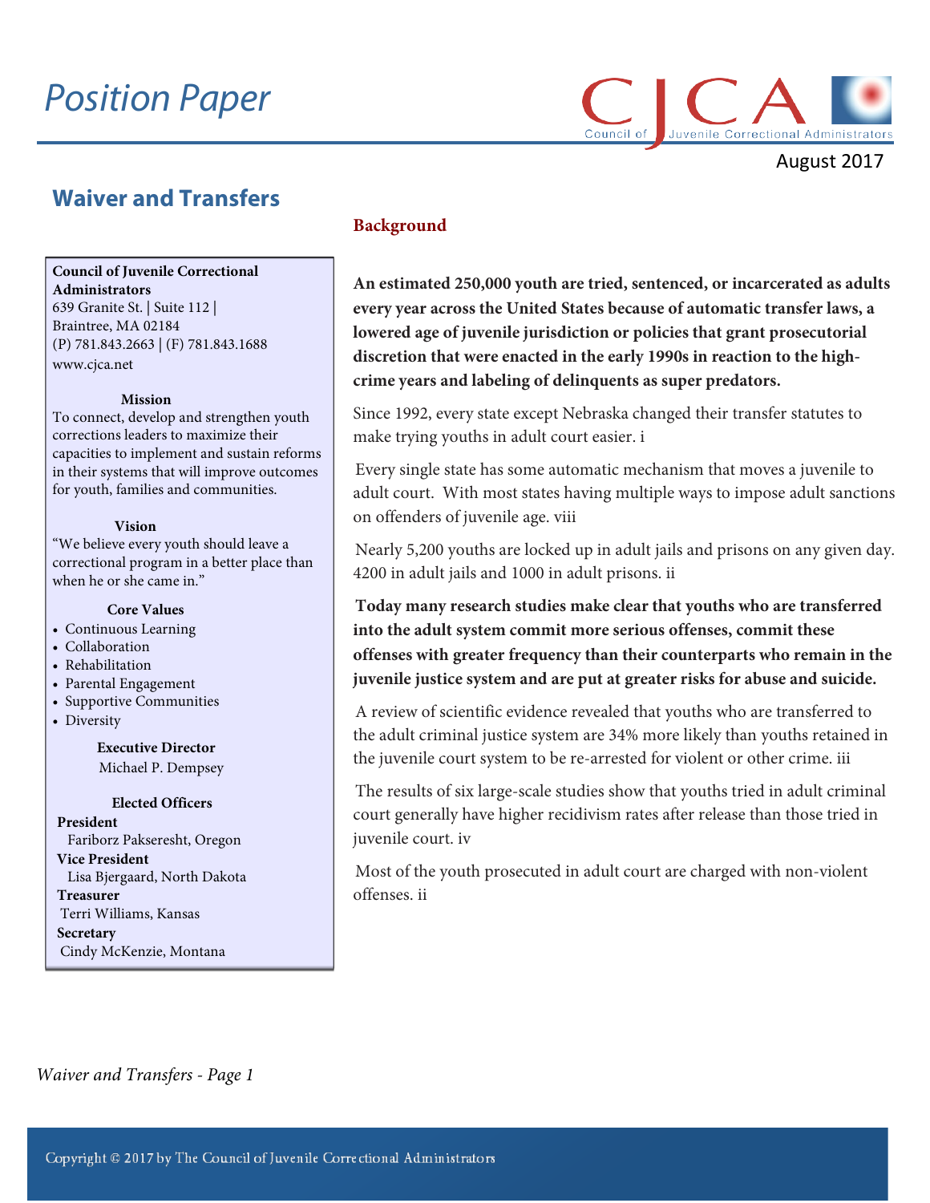# Position Paper

August 2017

## Waiver and Transfers

**Council of Juvenile Correctional Administrators**
639 Granite St. | Suite 112 |
Braintree, MA 02184
(P) 781.843.2663 | (F) 781.843.1688
www.cjca.net

**Mission**
To connect, develop and strengthen youth corrections leaders to maximize their capacities to implement and sustain reforms in their systems that will improve outcomes for youth, families and communities.

**Vision**
"We believe every youth should leave a correctional program in a better place than when he or she came in."

**Core Values**
- Continuous Learning
- Collaboration
- Rehabilitation
- Parental Engagement
- Supportive Communities
- Diversity

**Executive Director**
Michael P. Dempsey

**Elected Officers**
**President**
Fariborz Pakseresht, Oregon
**Vice President**
Lisa Bjergaard, North Dakota
**Treasurer**
Terri Williams, Kansas
**Secretary**
Cindy McKenzie, Montana

### Background

**An estimated 250,000 youth are tried, sentenced, or incarcerated as adults every year across the United States because of automatic transfer laws, a lowered age of juvenile jurisdiction or policies that grant prosecutorial discretion that were enacted in the early 1990s in reaction to the high-crime years and labeling of delinquents as super predators.**

Since 1992, every state except Nebraska changed their transfer statutes to make trying youths in adult court easier. i

Every single state has some automatic mechanism that moves a juvenile to adult court. With most states having multiple ways to impose adult sanctions on offenders of juvenile age. viii

Nearly 5,200 youths are locked up in adult jails and prisons on any given day. 4200 in adult jails and 1000 in adult prisons. ii

**Today many research studies make clear that youths who are transferred into the adult system commit more serious offenses, commit these offenses with greater frequency than their counterparts who remain in the juvenile justice system and are put at greater risks for abuse and suicide.**

A review of scientific evidence revealed that youths who are transferred to the adult criminal justice system are 34% more likely than youths retained in the juvenile court system to be re-arrested for violent or other crime. iii

The results of six large-scale studies show that youths tried in adult criminal court generally have higher recidivism rates after release than those tried in juvenile court. iv

Most of the youth prosecuted in adult court are charged with non-violent offenses. ii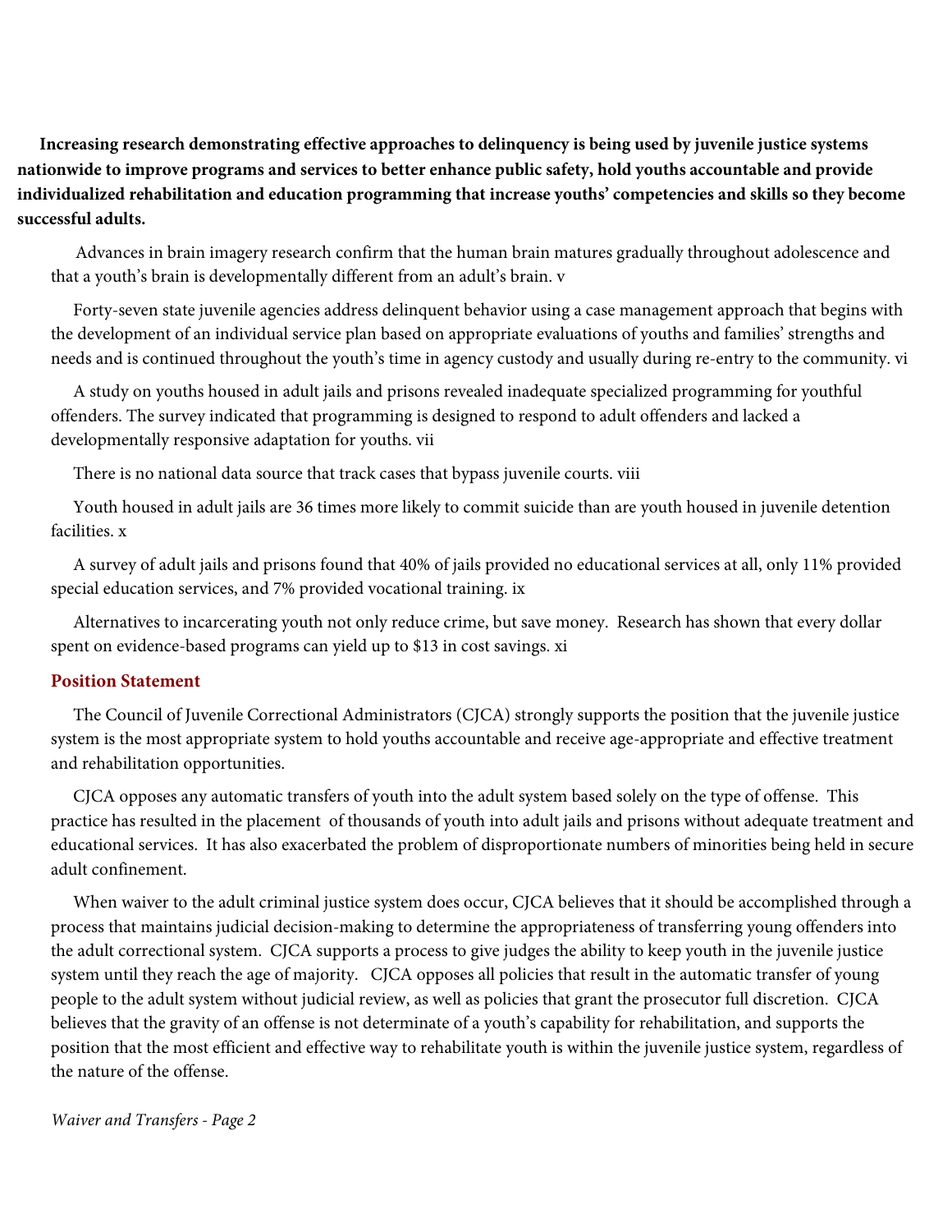**Increasing research demonstrating effective approaches to delinquency is being used by juvenile justice systems nationwide to improve programs and services to better enhance public safety, hold youths accountable and provide individualized rehabilitation and education programming that increase youths' competencies and skills so they become successful adults.**

Advances in brain imagery research confirm that the human brain matures gradually throughout adolescence and that a youth's brain is developmentally different from an adult's brain. [v]

Forty-seven state juvenile agencies address delinquent behavior using a case management approach that begins with the development of an individual service plan based on appropriate evaluations of youths and families' strengths and needs and is continued throughout the youth's time in agency custody and usually during re-entry to the community. [vi]

A study on youths housed in adult jails and prisons revealed inadequate specialized programming for youthful offenders. The survey indicated that programming is designed to respond to adult offenders and lacked a developmentally responsive adaptation for youths. [vii]

There is no national data source that track cases that bypass juvenile courts. [viii]

Youth housed in adult jails are 36 times more likely to commit suicide than are youth housed in juvenile detention facilities. [x]

A survey of adult jails and prisons found that 40% of jails provided no educational services at all, only 11% provided special education services, and 7% provided vocational training. [ix]

Alternatives to incarcerating youth not only reduce crime, but save money. Research has shown that every dollar spent on evidence-based programs can yield up to $13 in cost savings. [xi]

## Position Statement

The Council of Juvenile Correctional Administrators (CJCA) strongly supports the position that the juvenile justice system is the most appropriate system to hold youths accountable and receive age-appropriate and effective treatment and rehabilitation opportunities.

CJCA opposes any automatic transfers of youth into the adult system based solely on the type of offense. This practice has resulted in the placement of thousands of youth into adult jails and prisons without adequate treatment and educational services. It has also exacerbated the problem of disproportionate numbers of minorities being held in secure adult confinement.

When waiver to the adult criminal justice system does occur, CJCA believes that it should be accomplished through a process that maintains judicial decision-making to determine the appropriateness of transferring young offenders into the adult correctional system. CJCA supports a process to give judges the ability to keep youth in the juvenile justice system until they reach the age of majority. CJCA opposes all policies that result in the automatic transfer of young people to the adult system without judicial review, as well as policies that grant the prosecutor full discretion. CJCA believes that the gravity of an offense is not determinate of a youth's capability for rehabilitation, and supports the position that the most efficient and effective way to rehabilitate youth is within the juvenile justice system, regardless of the nature of the offense.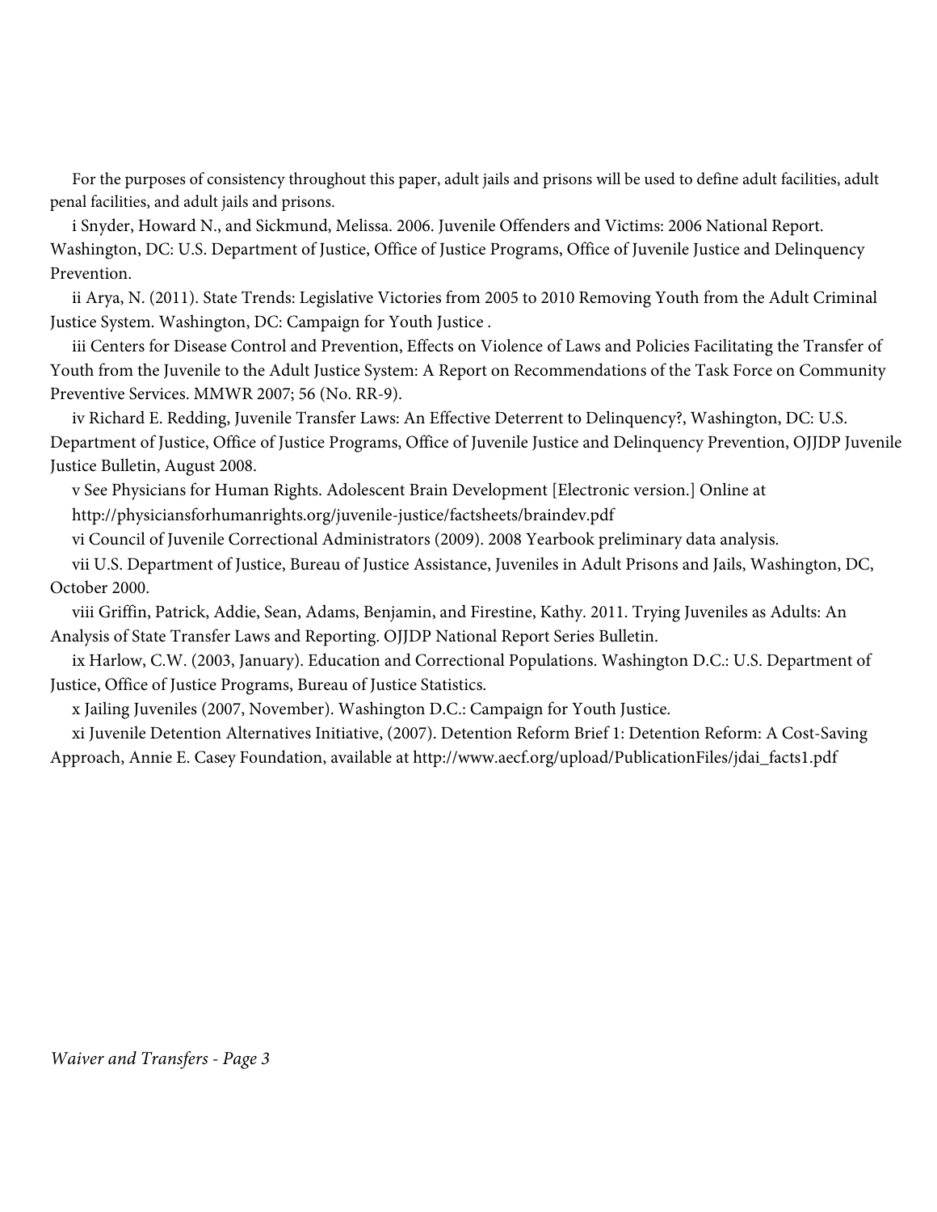For the purposes of consistency throughout this paper, adult jails and prisons will be used to define adult facilities, adult penal facilities, and adult jails and prisons.

i Snyder, Howard N., and Sickmund, Melissa. 2006. Juvenile Offenders and Victims: 2006 National Report. Washington, DC: U.S. Department of Justice, Office of Justice Programs, Office of Juvenile Justice and Delinquency Prevention.

ii Arya, N. (2011). State Trends: Legislative Victories from 2005 to 2010 Removing Youth from the Adult Criminal Justice System. Washington, DC: Campaign for Youth Justice .

iii Centers for Disease Control and Prevention, Effects on Violence of Laws and Policies Facilitating the Transfer of Youth from the Juvenile to the Adult Justice System: A Report on Recommendations of the Task Force on Community Preventive Services. MMWR 2007; 56 (No. RR-9).

iv Richard E. Redding, Juvenile Transfer Laws: An Effective Deterrent to Delinquency?, Washington, DC: U.S. Department of Justice, Office of Justice Programs, Office of Juvenile Justice and Delinquency Prevention, OJJDP Juvenile Justice Bulletin, August 2008.

v See Physicians for Human Rights. Adolescent Brain Development [Electronic version.] Online at http://physiciansforhumanrights.org/juvenile-justice/factsheets/braindev.pdf

vi Council of Juvenile Correctional Administrators (2009). 2008 Yearbook preliminary data analysis.

vii U.S. Department of Justice, Bureau of Justice Assistance, Juveniles in Adult Prisons and Jails, Washington, DC, October 2000.

viii Griffin, Patrick, Addie, Sean, Adams, Benjamin, and Firestine, Kathy. 2011. Trying Juveniles as Adults: An Analysis of State Transfer Laws and Reporting. OJJDP National Report Series Bulletin.

ix Harlow, C.W. (2003, January). Education and Correctional Populations. Washington D.C.: U.S. Department of Justice, Office of Justice Programs, Bureau of Justice Statistics.

x Jailing Juveniles (2007, November). Washington D.C.: Campaign for Youth Justice.

xi Juvenile Detention Alternatives Initiative, (2007). Detention Reform Brief 1: Detention Reform: A Cost-Saving Approach, Annie E. Casey Foundation, available at http://www.aecf.org/upload/PublicationFiles/jdai_facts1.pdf